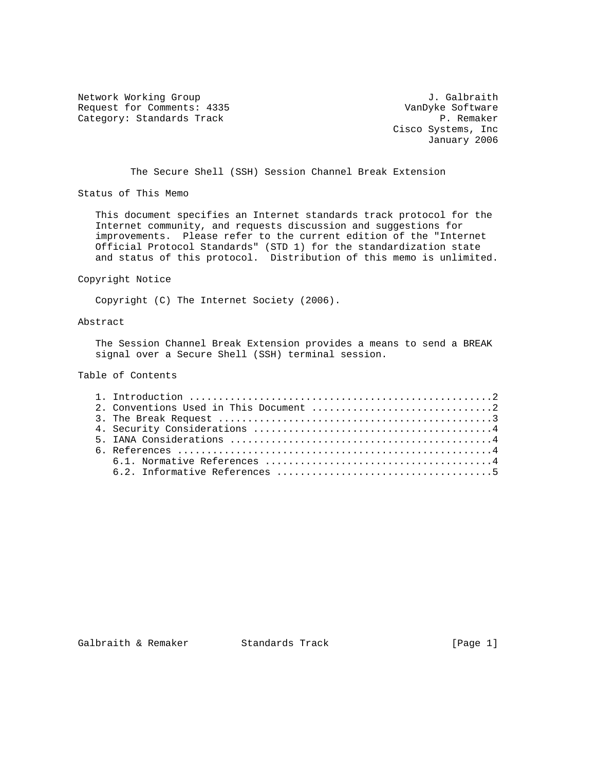Network Working Group J. Galbraith
Request for Comments: 4335 VanDyke Software
Category: Standards Track P. Remaker
Cisco Systems, Inc
January 2006

# The Secure Shell (SSH) Session Channel Break Extension

## Status of This Memo

This document specifies an Internet standards track protocol for the Internet community, and requests discussion and suggestions for improvements. Please refer to the current edition of the "Internet Official Protocol Standards" (STD 1) for the standardization state and status of this protocol. Distribution of this memo is unlimited.

## Copyright Notice

Copyright (C) The Internet Society (2006).

## Abstract

The Session Channel Break Extension provides a means to send a BREAK signal over a Secure Shell (SSH) terminal session.

## Table of Contents

1. Introduction ....................................................2
2. Conventions Used in This Document ...............................2
3. The Break Request ...............................................3
4. Security Considerations .........................................4
5. IANA Considerations .............................................4
6. References ......................................................4
   6.1. Normative References .......................................4
   6.2. Informative References .....................................5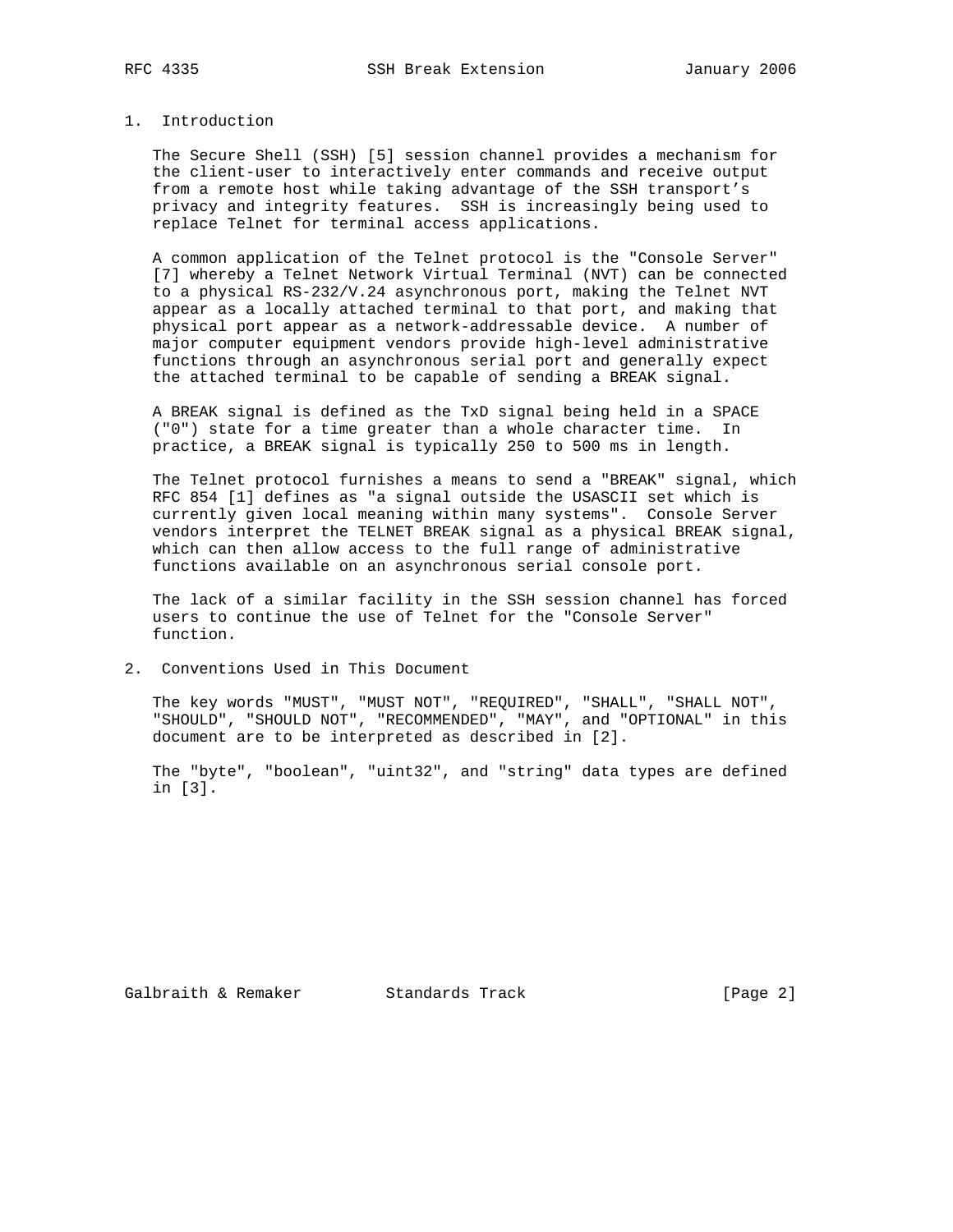## 1. Introduction

The Secure Shell (SSH) [5] session channel provides a mechanism for the client-user to interactively enter commands and receive output from a remote host while taking advantage of the SSH transport's privacy and integrity features. SSH is increasingly being used to replace Telnet for terminal access applications.

A common application of the Telnet protocol is the "Console Server" [7] whereby a Telnet Network Virtual Terminal (NVT) can be connected to a physical RS-232/V.24 asynchronous port, making the Telnet NVT appear as a locally attached terminal to that port, and making that physical port appear as a network-addressable device. A number of major computer equipment vendors provide high-level administrative functions through an asynchronous serial port and generally expect the attached terminal to be capable of sending a BREAK signal.

A BREAK signal is defined as the TxD signal being held in a SPACE ("0") state for a time greater than a whole character time. In practice, a BREAK signal is typically 250 to 500 ms in length.

The Telnet protocol furnishes a means to send a "BREAK" signal, which RFC 854 [1] defines as "a signal outside the USASCII set which is currently given local meaning within many systems". Console Server vendors interpret the TELNET BREAK signal as a physical BREAK signal, which can then allow access to the full range of administrative functions available on an asynchronous serial console port.

The lack of a similar facility in the SSH session channel has forced users to continue the use of Telnet for the "Console Server" function.

## 2. Conventions Used in This Document

The key words "MUST", "MUST NOT", "REQUIRED", "SHALL", "SHALL NOT", "SHOULD", "SHOULD NOT", "RECOMMENDED", "MAY", and "OPTIONAL" in this document are to be interpreted as described in [2].

The "byte", "boolean", "uint32", and "string" data types are defined in [3].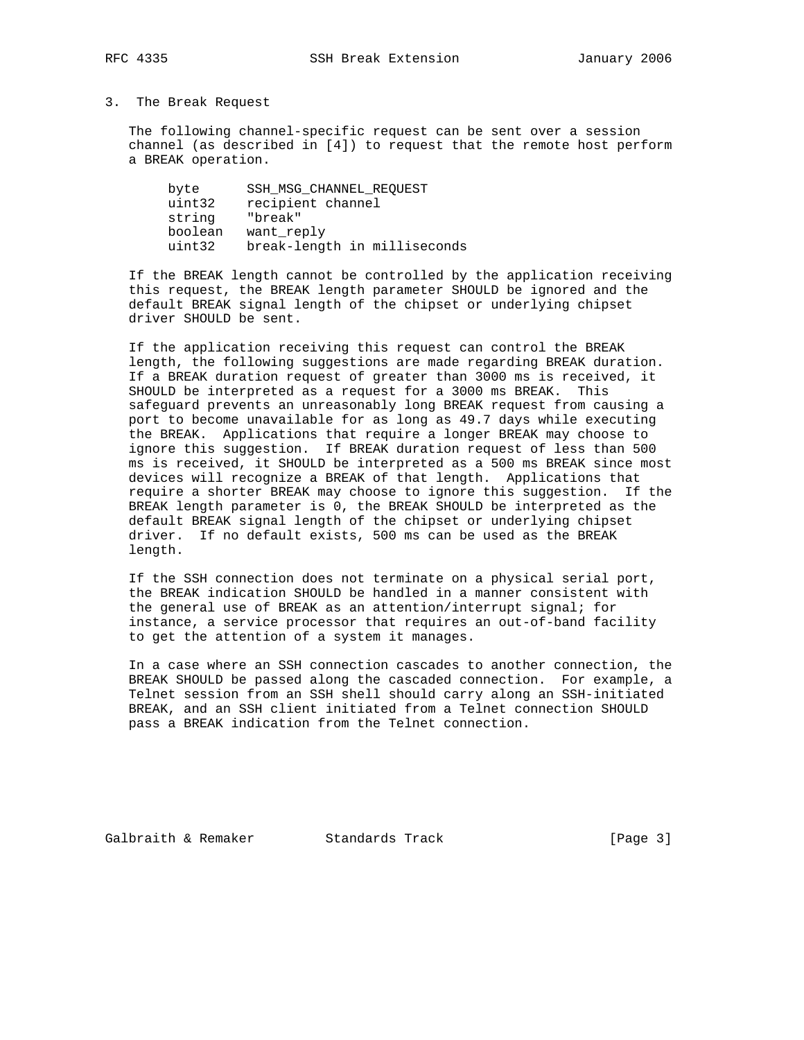## 3. The Break Request

The following channel-specific request can be sent over a session channel (as described in [4]) to request that the remote host perform a BREAK operation.

```
byte      SSH_MSG_CHANNEL_REQUEST
uint32    recipient channel
string    "break"
boolean   want_reply
uint32    break-length in milliseconds
```

If the BREAK length cannot be controlled by the application receiving this request, the BREAK length parameter SHOULD be ignored and the default BREAK signal length of the chipset or underlying chipset driver SHOULD be sent.

If the application receiving this request can control the BREAK length, the following suggestions are made regarding BREAK duration. If a BREAK duration request of greater than 3000 ms is received, it SHOULD be interpreted as a request for a 3000 ms BREAK. This safeguard prevents an unreasonably long BREAK request from causing a port to become unavailable for as long as 49.7 days while executing the BREAK. Applications that require a longer BREAK may choose to ignore this suggestion. If BREAK duration request of less than 500 ms is received, it SHOULD be interpreted as a 500 ms BREAK since most devices will recognize a BREAK of that length. Applications that require a shorter BREAK may choose to ignore this suggestion. If the BREAK length parameter is 0, the BREAK SHOULD be interpreted as the default BREAK signal length of the chipset or underlying chipset driver. If no default exists, 500 ms can be used as the BREAK length.

If the SSH connection does not terminate on a physical serial port, the BREAK indication SHOULD be handled in a manner consistent with the general use of BREAK as an attention/interrupt signal; for instance, a service processor that requires an out-of-band facility to get the attention of a system it manages.

In a case where an SSH connection cascades to another connection, the BREAK SHOULD be passed along the cascaded connection. For example, a Telnet session from an SSH shell should carry along an SSH-initiated BREAK, and an SSH client initiated from a Telnet connection SHOULD pass a BREAK indication from the Telnet connection.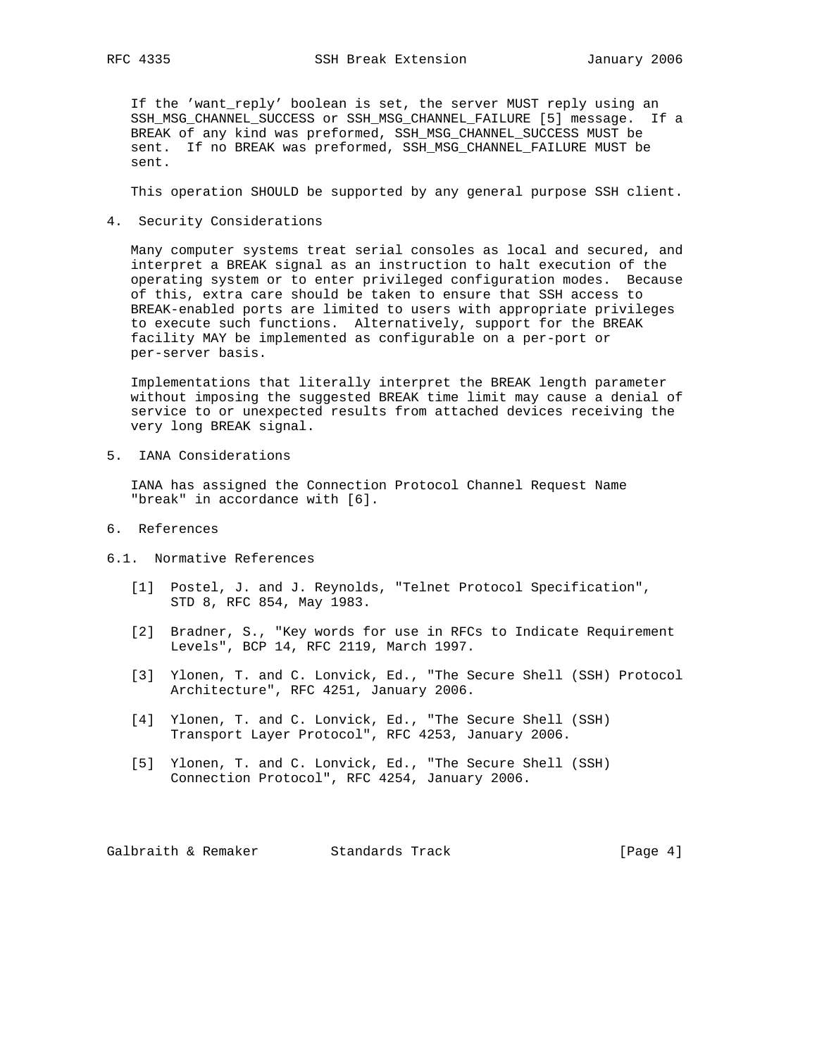If the 'want_reply' boolean is set, the server MUST reply using an SSH_MSG_CHANNEL_SUCCESS or SSH_MSG_CHANNEL_FAILURE [5] message. If a BREAK of any kind was preformed, SSH_MSG_CHANNEL_SUCCESS MUST be sent. If no BREAK was preformed, SSH_MSG_CHANNEL_FAILURE MUST be sent.

This operation SHOULD be supported by any general purpose SSH client.

## 4. Security Considerations

Many computer systems treat serial consoles as local and secured, and interpret a BREAK signal as an instruction to halt execution of the operating system or to enter privileged configuration modes. Because of this, extra care should be taken to ensure that SSH access to BREAK-enabled ports are limited to users with appropriate privileges to execute such functions. Alternatively, support for the BREAK facility MAY be implemented as configurable on a per-port or per-server basis.

Implementations that literally interpret the BREAK length parameter without imposing the suggested BREAK time limit may cause a denial of service to or unexpected results from attached devices receiving the very long BREAK signal.

## 5. IANA Considerations

IANA has assigned the Connection Protocol Channel Request Name "break" in accordance with [6].

## 6. References

### 6.1. Normative References

[1] Postel, J. and J. Reynolds, "Telnet Protocol Specification", STD 8, RFC 854, May 1983.

[2] Bradner, S., "Key words for use in RFCs to Indicate Requirement Levels", BCP 14, RFC 2119, March 1997.

[3] Ylonen, T. and C. Lonvick, Ed., "The Secure Shell (SSH) Protocol Architecture", RFC 4251, January 2006.

[4] Ylonen, T. and C. Lonvick, Ed., "The Secure Shell (SSH) Transport Layer Protocol", RFC 4253, January 2006.

[5] Ylonen, T. and C. Lonvick, Ed., "The Secure Shell (SSH) Connection Protocol", RFC 4254, January 2006.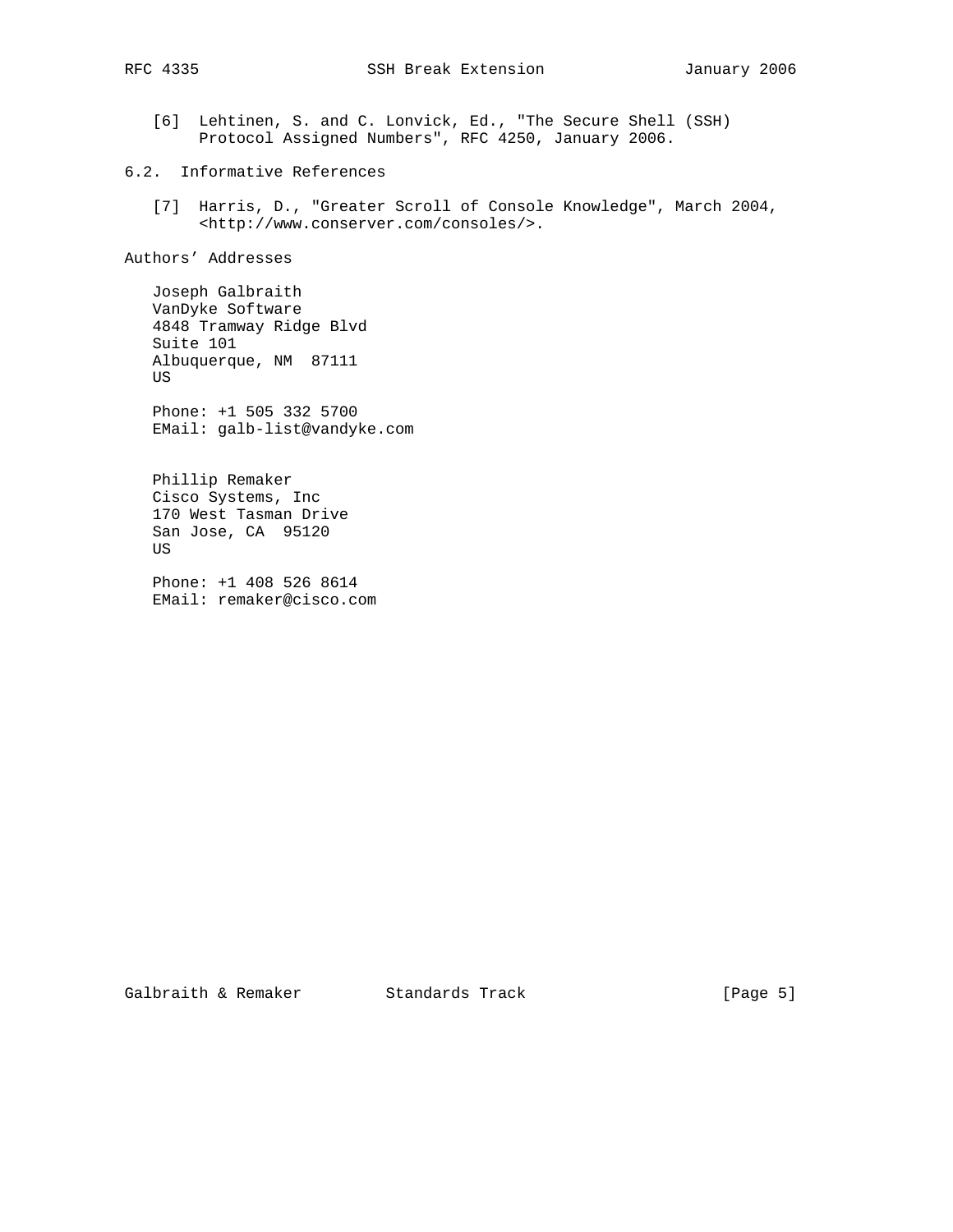[6] Lehtinen, S. and C. Lonvick, Ed., "The Secure Shell (SSH) Protocol Assigned Numbers", RFC 4250, January 2006.

## 6.2. Informative References

[7] Harris, D., "Greater Scroll of Console Knowledge", March 2004, <http://www.conserver.com/consoles/>.

## Authors' Addresses

Joseph Galbraith
VanDyke Software
4848 Tramway Ridge Blvd
Suite 101
Albuquerque, NM 87111
US

Phone: +1 505 332 5700
EMail: galb-list@vandyke.com

Phillip Remaker
Cisco Systems, Inc
170 West Tasman Drive
San Jose, CA 95120
US

Phone: +1 408 526 8614
EMail: remaker@cisco.com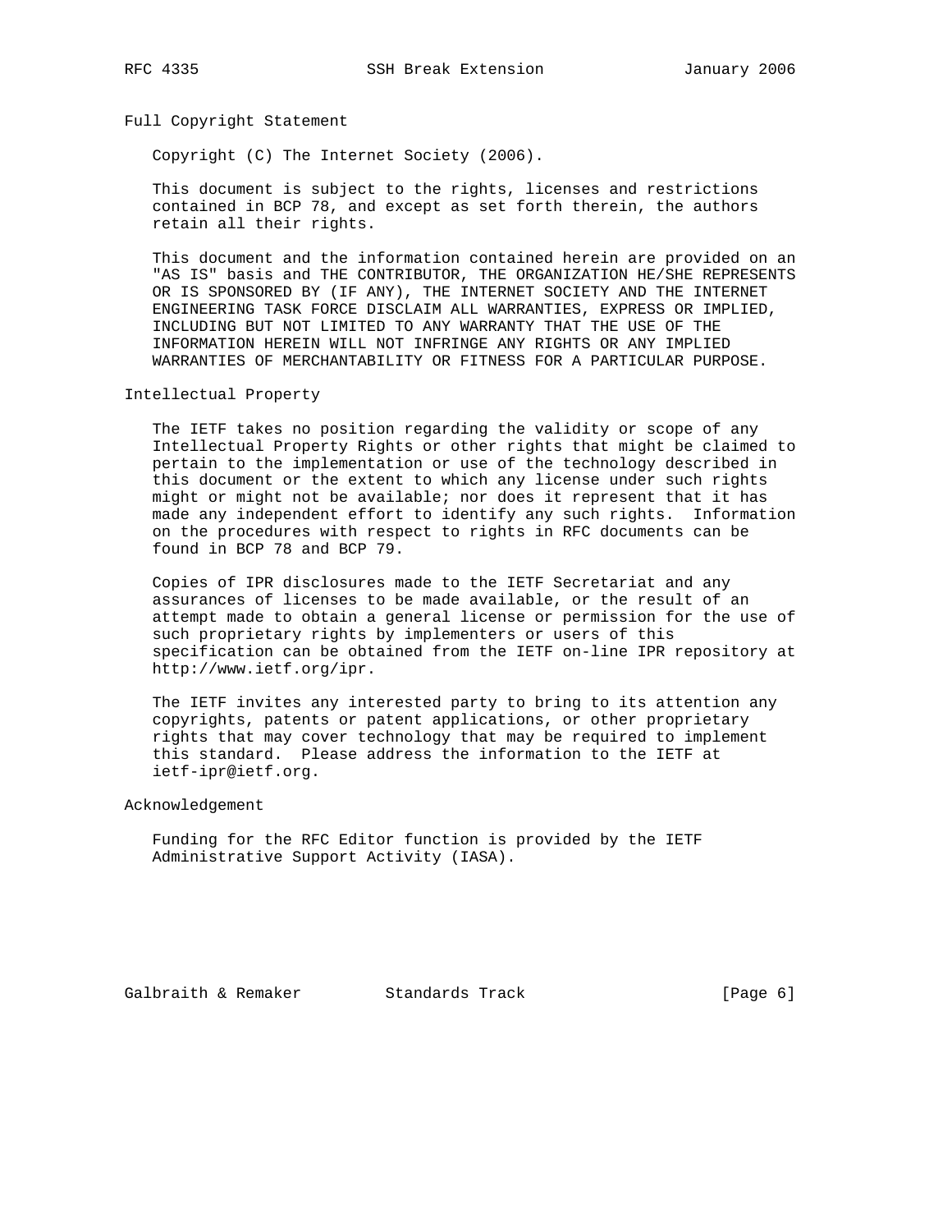## Full Copyright Statement

Copyright (C) The Internet Society (2006).

This document is subject to the rights, licenses and restrictions contained in BCP 78, and except as set forth therein, the authors retain all their rights.

This document and the information contained herein are provided on an "AS IS" basis and THE CONTRIBUTOR, THE ORGANIZATION HE/SHE REPRESENTS OR IS SPONSORED BY (IF ANY), THE INTERNET SOCIETY AND THE INTERNET ENGINEERING TASK FORCE DISCLAIM ALL WARRANTIES, EXPRESS OR IMPLIED, INCLUDING BUT NOT LIMITED TO ANY WARRANTY THAT THE USE OF THE INFORMATION HEREIN WILL NOT INFRINGE ANY RIGHTS OR ANY IMPLIED WARRANTIES OF MERCHANTABILITY OR FITNESS FOR A PARTICULAR PURPOSE.

## Intellectual Property

The IETF takes no position regarding the validity or scope of any Intellectual Property Rights or other rights that might be claimed to pertain to the implementation or use of the technology described in this document or the extent to which any license under such rights might or might not be available; nor does it represent that it has made any independent effort to identify any such rights. Information on the procedures with respect to rights in RFC documents can be found in BCP 78 and BCP 79.

Copies of IPR disclosures made to the IETF Secretariat and any assurances of licenses to be made available, or the result of an attempt made to obtain a general license or permission for the use of such proprietary rights by implementers or users of this specification can be obtained from the IETF on-line IPR repository at http://www.ietf.org/ipr.

The IETF invites any interested party to bring to its attention any copyrights, patents or patent applications, or other proprietary rights that may cover technology that may be required to implement this standard. Please address the information to the IETF at ietf-ipr@ietf.org.

## Acknowledgement

Funding for the RFC Editor function is provided by the IETF Administrative Support Activity (IASA).